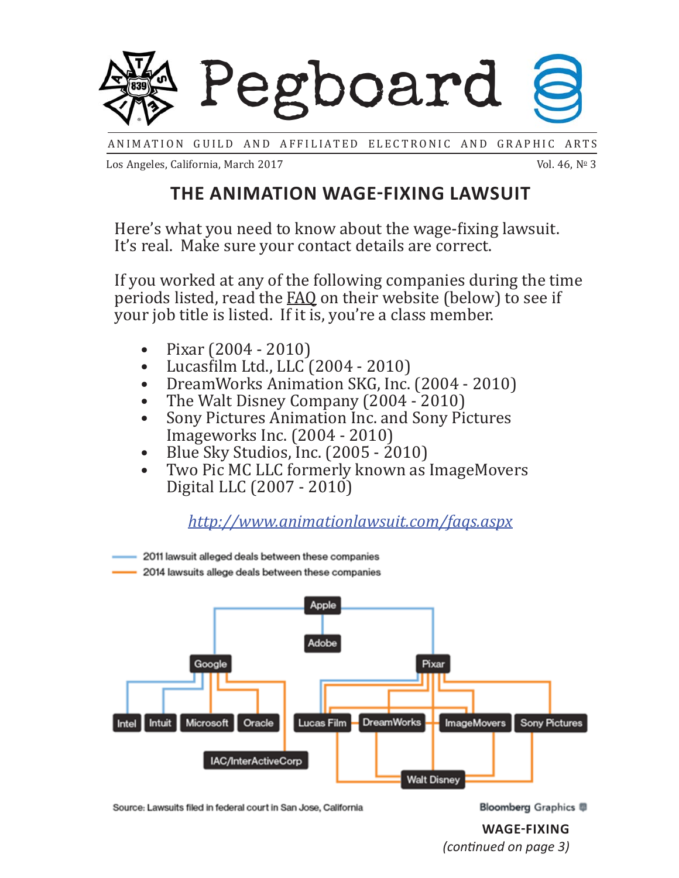# Pegboard

ANIMATION GUILD AND AFFILIATED ELECTRONIC AND GRAPHIC ARTS

Los Angeles, California, March 2017 — Vol. 46, № 3

## THE ANIMATION WAGE-FIXING LAWSUIT

Here's what you need to know about the wage-fixing lawsuit. It's real. Make sure your contact details are correct.

If you worked at any of the following companies during the time periods listed, read the FAQ on their website (below) to see if your job title is listed. If it is, you're a class member.

- Pixar (2004 - 2010)
- Lucasfilm Ltd., LLC (2004 - 2010)
- DreamWorks Animation SKG, Inc. (2004 - 2010)
- The Walt Disney Company (2004 - 2010)
- Sony Pictures Animation Inc. and Sony Pictures Imageworks Inc. (2004 - 2010)
- Blue Sky Studios, Inc. (2005 - 2010)
- Two Pic MC LLC formerly known as ImageMovers Digital LLC (2007 - 2010)

*http://www.animationlawsuit.com/faqs.aspx*

2011 lawsuit alleged deals between these companies

2014 lawsuits allege deals between these companies

Apple, Adobe, Google, Pixar, Intel, Intuit, Microsoft, Oracle, IAC/InterActiveCorp, Lucas Film, DreamWorks, ImageMovers, Sony Pictures, Walt Disney

Source: Lawsuits filed in federal court in San Jose, California

Bloomberg Graphics

**WAGE-FIXING**

*(continued on page 3)*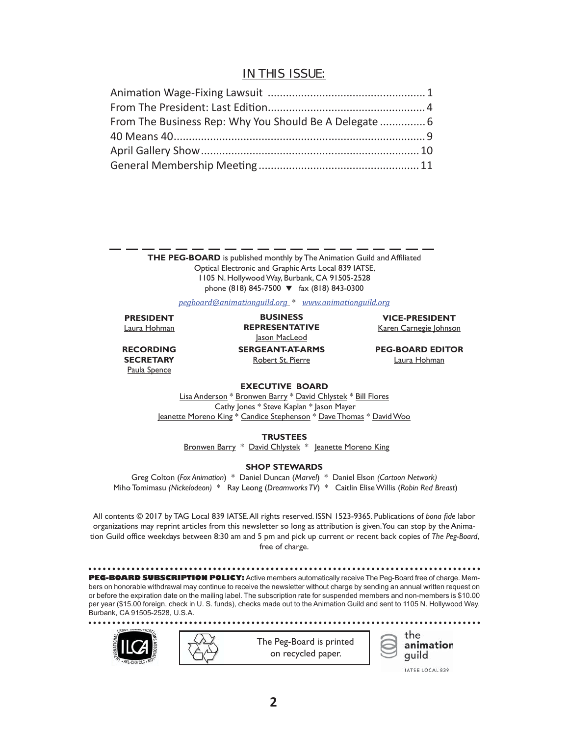## IN THIS ISSUE:

Animation Wage-Fixing Lawsuit ........................................................ 1
From The President: Last Edition....................................................... 4
From The Business Rep: Why You Should Be A Delegate ............... 6
40 Means 40........................................................................................ 9
April Gallery Show.............................................................................. 10
General Membership Meeting ........................................................... 11

**THE PEG-BOARD** is published monthly by The Animation Guild and Affiliated Optical Electronic and Graphic Arts Local 839 IATSE,
1105 N. Hollywood Way, Burbank, CA 91505-2528
phone (818) 845-7500 ▼ fax (818) 843-0300

*pegboard@animationguild.org* * *www.animationguild.org*

**PRESIDENT**
Laura Hohman

**BUSINESS REPRESENTATIVE**
Jason MacLeod

**VICE-PRESIDENT**
Karen Carnegie Johnson

**RECORDING SECRETARY**
Paula Spence

**SERGEANT-AT-ARMS**
Robert St. Pierre

**PEG-BOARD EDITOR**
Laura Hohman

**EXECUTIVE BOARD**
Lisa Anderson * Bronwen Barry * David Chlystek * Bill Flores
Cathy Jones * Steve Kaplan * Jason Mayer
Jeanette Moreno King * Candice Stephenson * Dave Thomas * David Woo

**TRUSTEES**
Bronwen Barry * David Chlystek * Jeanette Moreno King

**SHOP STEWARDS**
Greg Colton (*Fox Animation*) * Daniel Duncan (*Marvel*) * Daniel Elson *(Cartoon Network)*
Miho Tomimasu *(Nickelodeon)* * Ray Leong (*Dreamworks TV*) * Caitlin Elise Willis (*Robin Red Breast*)

All contents © 2017 by TAG Local 839 IATSE. All rights reserved. ISSN 1523-9365. Publications of *bona fide* labor organizations may reprint articles from this newsletter so long as attribution is given. You can stop by the Animation Guild office weekdays between 8:30 am and 5 pm and pick up current or recent back copies of *The Peg-Board*, free of charge.

**PEG-BOARD SUBSCRIPTION POLICY:** Active members automatically receive The Peg-Board free of charge. Members on honorable withdrawal may continue to receive the newsletter without charge by sending an annual written request on or before the expiration date on the mailing label. The subscription rate for suspended members and non-members is $10.00 per year ($15.00 foreign, check in U. S. funds), checks made out to the Animation Guild and sent to 1105 N. Hollywood Way, Burbank, CA 91505-2528, U.S.A.

The Peg-Board is printed on recycled paper.

the animation guild
IATSE LOCAL 839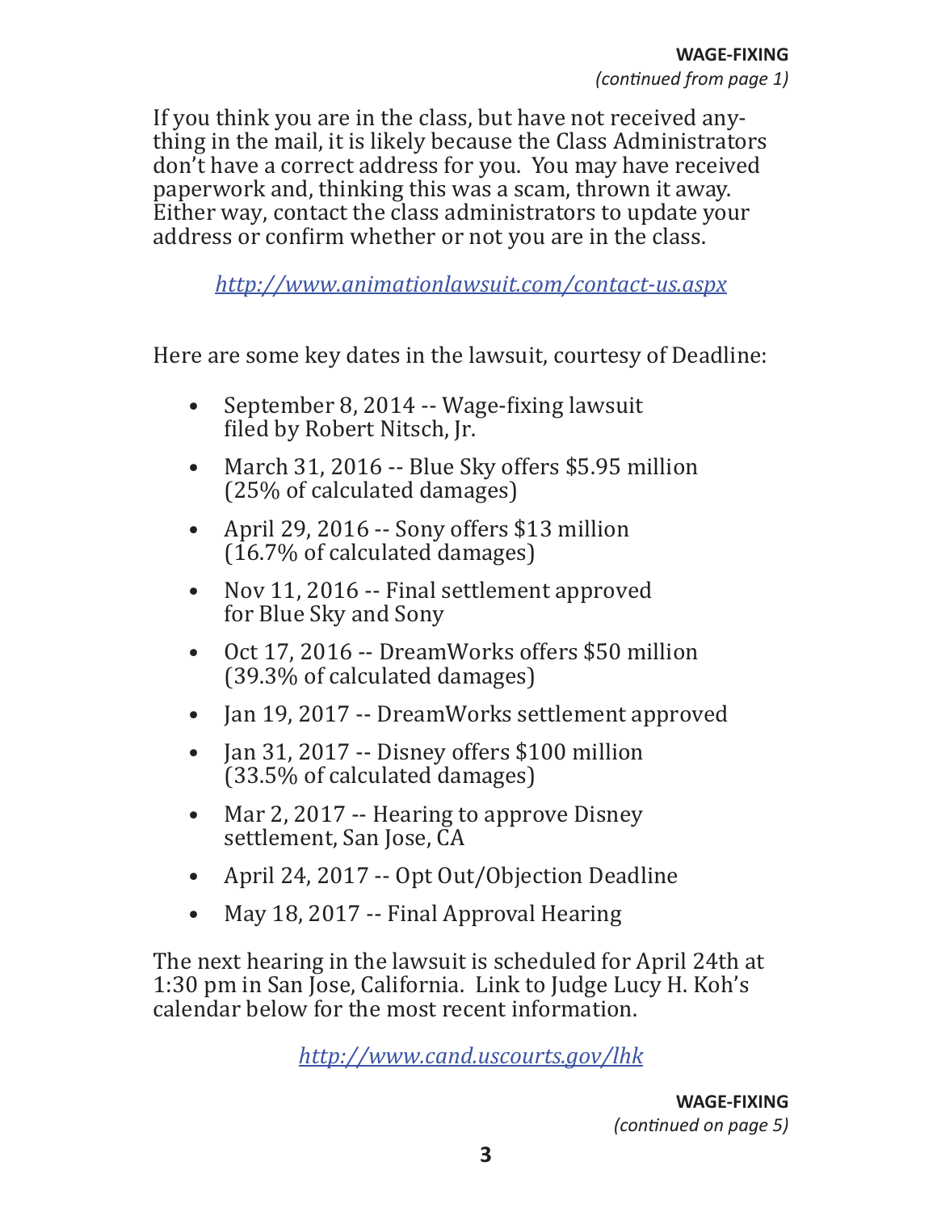**WAGE-FIXING**
*(continued from page 1)*

If you think you are in the class, but have not received anything in the mail, it is likely because the Class Administrators don't have a correct address for you. You may have received paperwork and, thinking this was a scam, thrown it away. Either way, contact the class administrators to update your address or confirm whether or not you are in the class.

*http://www.animationlawsuit.com/contact-us.aspx*

Here are some key dates in the lawsuit, courtesy of Deadline:

- September 8, 2014 -- Wage-fixing lawsuit filed by Robert Nitsch, Jr.
- March 31, 2016 -- Blue Sky offers $5.95 million (25% of calculated damages)
- April 29, 2016 -- Sony offers $13 million (16.7% of calculated damages)
- Nov 11, 2016 -- Final settlement approved for Blue Sky and Sony
- Oct 17, 2016 -- DreamWorks offers $50 million (39.3% of calculated damages)
- Jan 19, 2017 -- DreamWorks settlement approved
- Jan 31, 2017 -- Disney offers $100 million (33.5% of calculated damages)
- Mar 2, 2017 -- Hearing to approve Disney settlement, San Jose, CA
- April 24, 2017 -- Opt Out/Objection Deadline
- May 18, 2017 -- Final Approval Hearing

The next hearing in the lawsuit is scheduled for April 24th at 1:30 pm in San Jose, California. Link to Judge Lucy H. Koh's calendar below for the most recent information.

*http://www.cand.uscourts.gov/lhk*

**WAGE-FIXING**
*(continued on page 5)*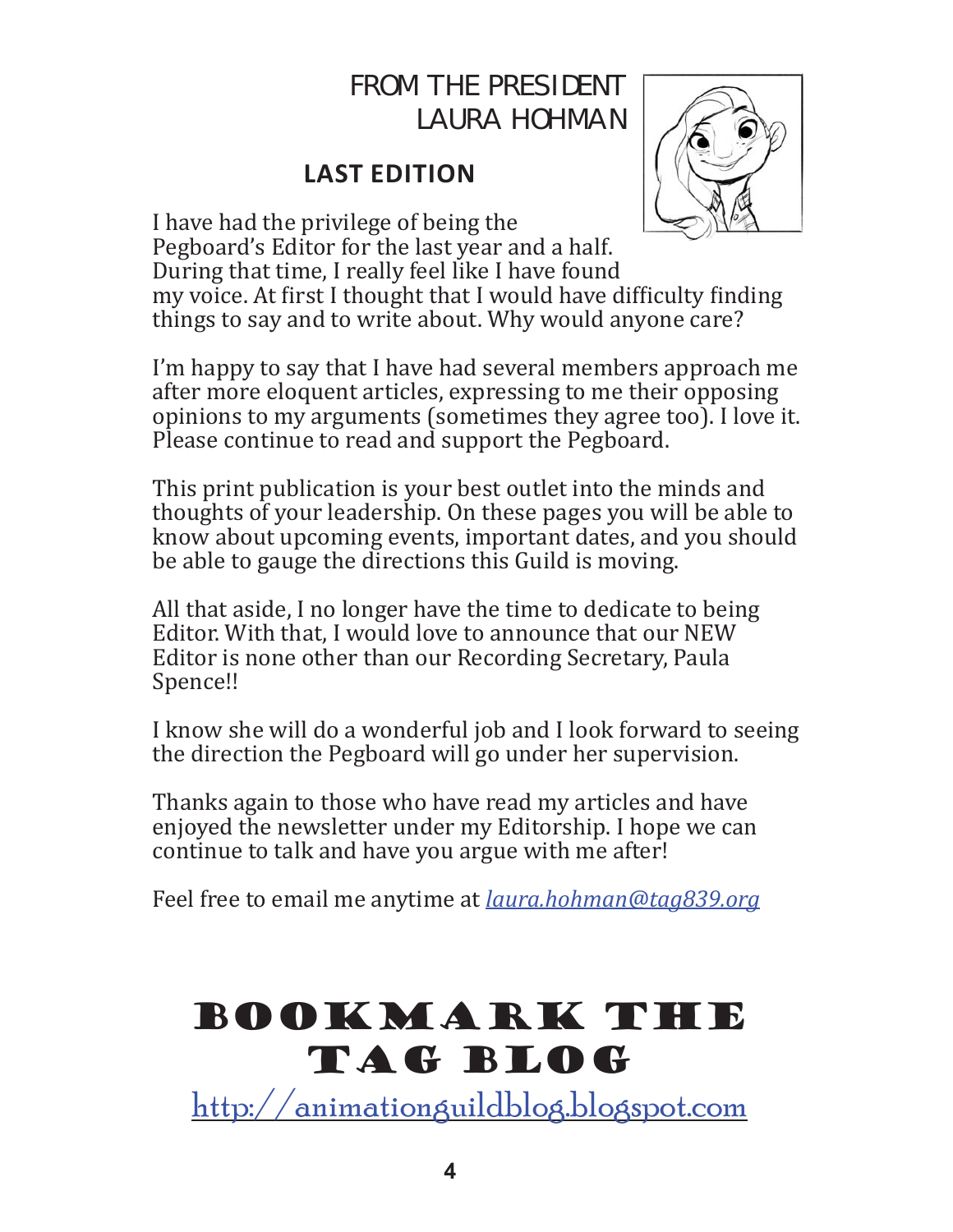## FROM THE PRESIDENT
## LAURA HOHMAN

### LAST EDITION

I have had the privilege of being the Pegboard's Editor for the last year and a half. During that time, I really feel like I have found my voice. At first I thought that I would have difficulty finding things to say and to write about. Why would anyone care?

I'm happy to say that I have had several members approach me after more eloquent articles, expressing to me their opposing opinions to my arguments (sometimes they agree too). I love it. Please continue to read and support the Pegboard.

This print publication is your best outlet into the minds and thoughts of your leadership. On these pages you will be able to know about upcoming events, important dates, and you should be able to gauge the directions this Guild is moving.

All that aside, I no longer have the time to dedicate to being Editor. With that, I would love to announce that our NEW Editor is none other than our Recording Secretary, Paula Spence!!

I know she will do a wonderful job and I look forward to seeing the direction the Pegboard will go under her supervision.

Thanks again to those who have read my articles and have enjoyed the newsletter under my Editorship. I hope we can continue to talk and have you argue with me after!

Feel free to email me anytime at *laura.hohman@tag839.org*

# BOOKMARK THE TAG BLOG

http://animationguildblog.blogspot.com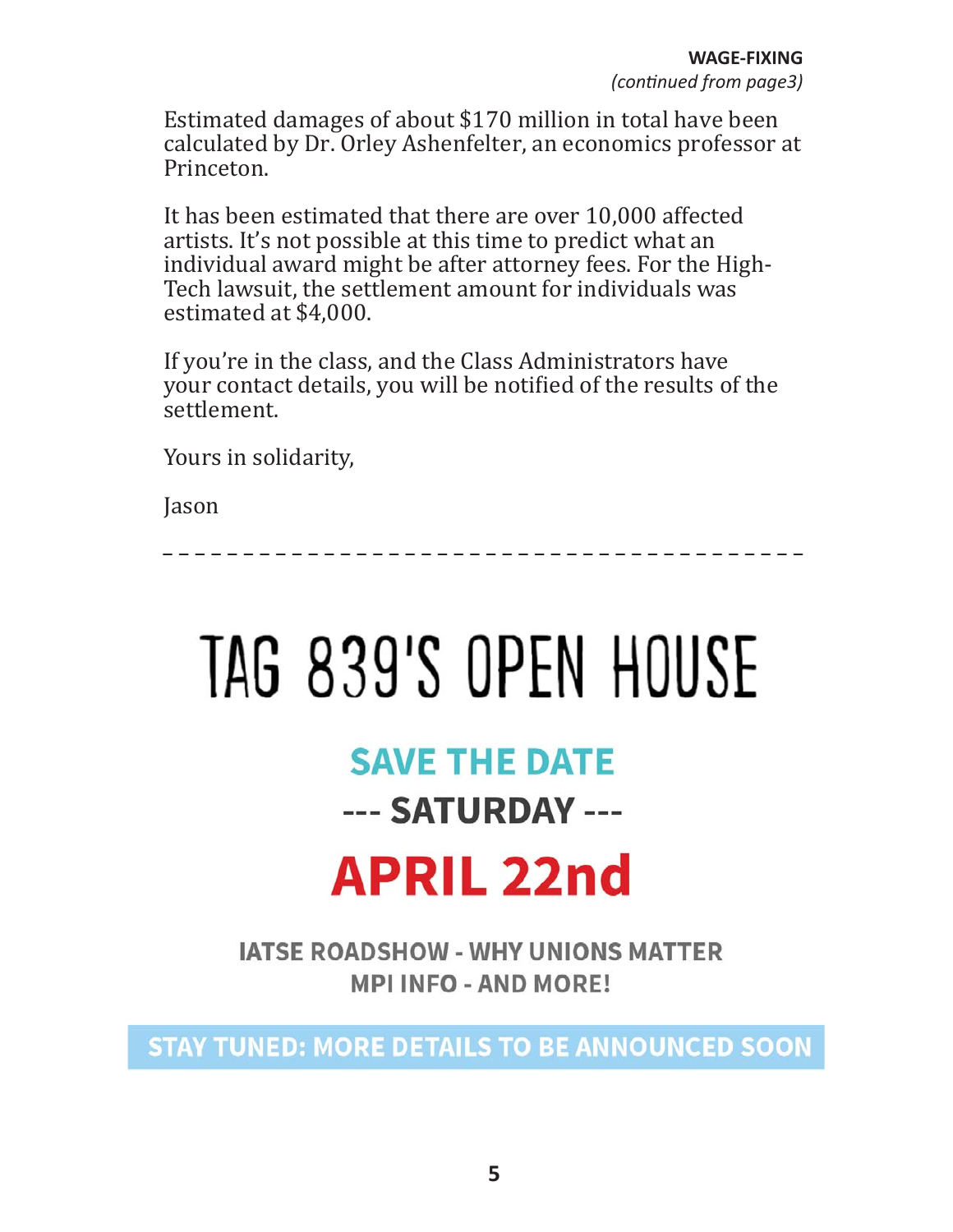**WAGE-FIXING**
*(continued from page3)*

Estimated damages of about $170 million in total have been calculated by Dr. Orley Ashenfelter, an economics professor at Princeton.

It has been estimated that there are over 10,000 affected artists. It's not possible at this time to predict what an individual award might be after attorney fees. For the High-Tech lawsuit, the settlement amount for individuals was estimated at $4,000.

If you're in the class, and the Class Administrators have your contact details, you will be notified of the results of the settlement.

Yours in solidarity,

Jason

---

# TAG 839'S OPEN HOUSE

## SAVE THE DATE

## --- SATURDAY ---

# APRIL 22nd

**IATSE ROADSHOW - WHY UNIONS MATTER**
**MPI INFO - AND MORE!**

**STAY TUNED: MORE DETAILS TO BE ANNOUNCED SOON**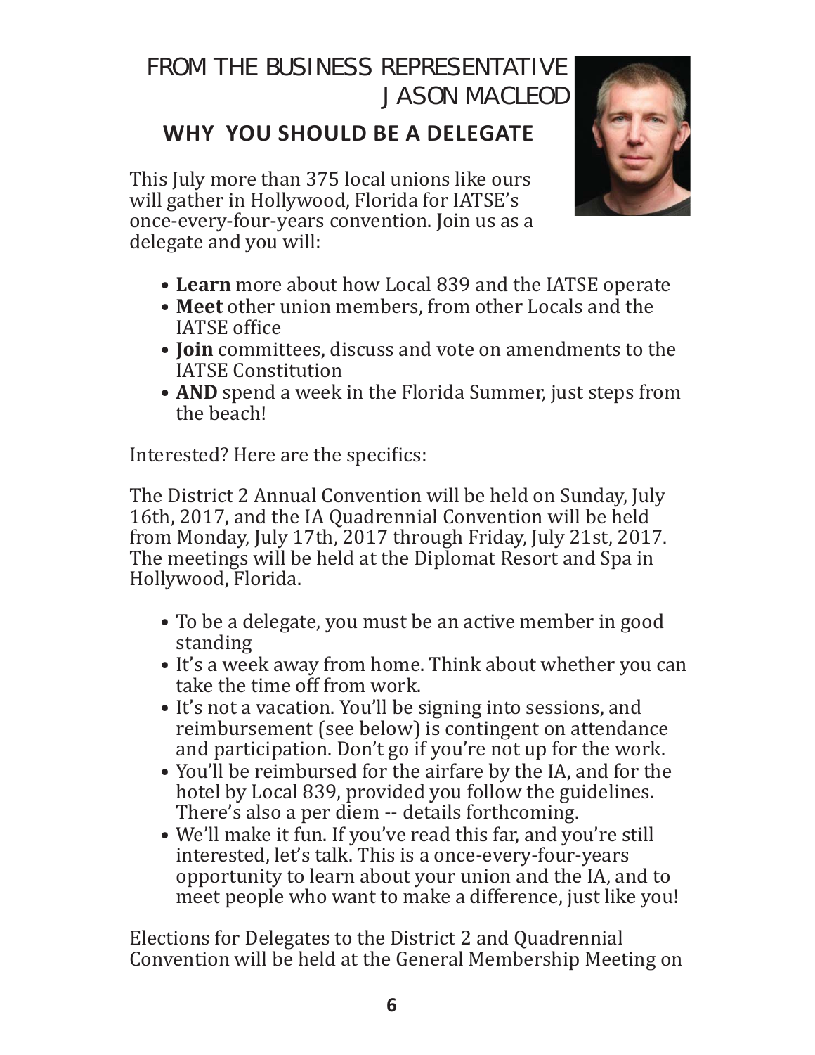# FROM THE BUSINESS REPRESENTATIVE JASON MACLEOD

## WHY YOU SHOULD BE A DELEGATE

This July more than 375 local unions like ours will gather in Hollywood, Florida for IATSE's once-every-four-years convention. Join us as a delegate and you will:

- **Learn** more about how Local 839 and the IATSE operate
- **Meet** other union members, from other Locals and the IATSE office
- **Join** committees, discuss and vote on amendments to the IATSE Constitution
- **AND** spend a week in the Florida Summer, just steps from the beach!

Interested? Here are the specifics:

The District 2 Annual Convention will be held on Sunday, July 16th, 2017, and the IA Quadrennial Convention will be held from Monday, July 17th, 2017 through Friday, July 21st, 2017. The meetings will be held at the Diplomat Resort and Spa in Hollywood, Florida.

- To be a delegate, you must be an active member in good standing
- It's a week away from home. Think about whether you can take the time off from work.
- It's not a vacation. You'll be signing into sessions, and reimbursement (see below) is contingent on attendance and participation. Don't go if you're not up for the work.
- You'll be reimbursed for the airfare by the IA, and for the hotel by Local 839, provided you follow the guidelines. There's also a per diem -- details forthcoming.
- We'll make it fun. If you've read this far, and you're still interested, let's talk. This is a once-every-four-years opportunity to learn about your union and the IA, and to meet people who want to make a difference, just like you!

Elections for Delegates to the District 2 and Quadrennial Convention will be held at the General Membership Meeting on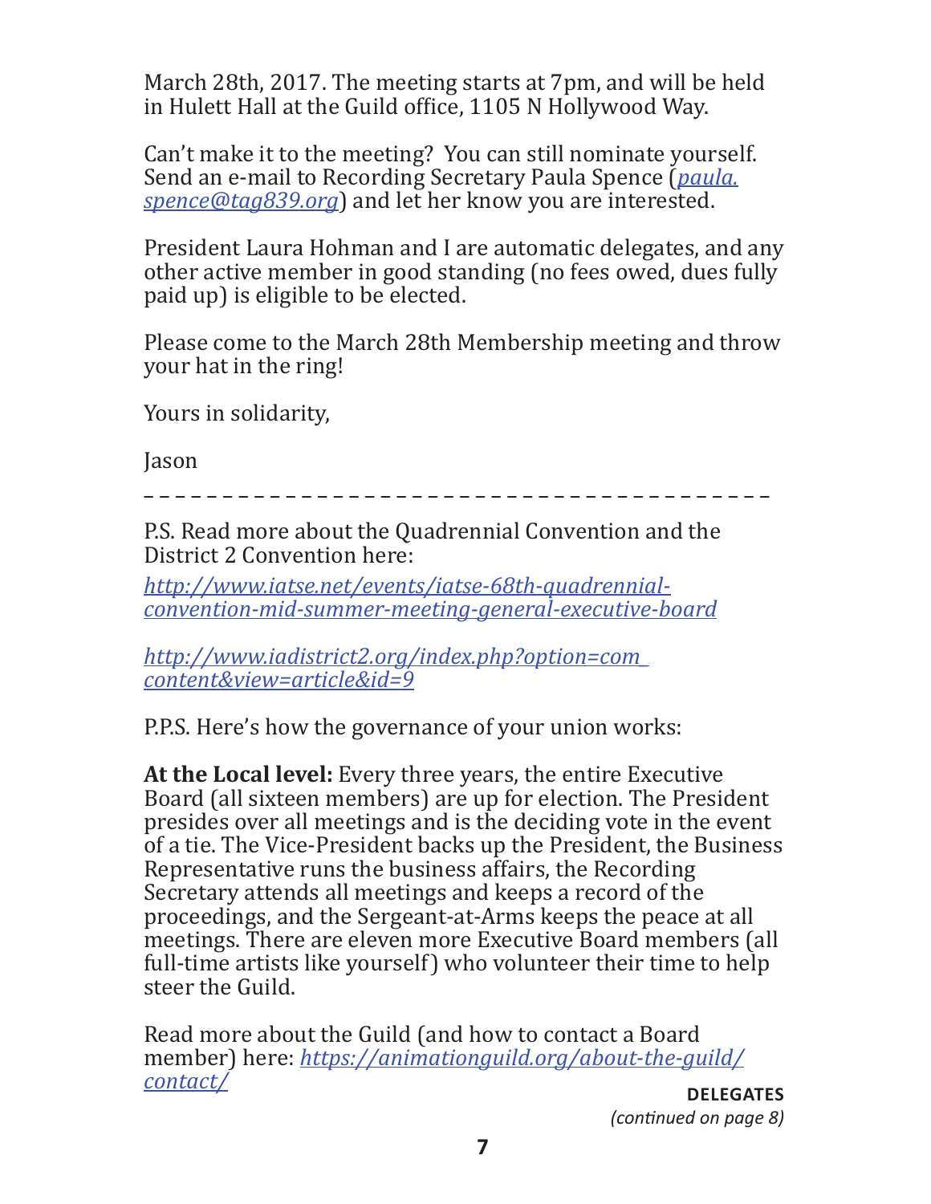March 28th, 2017. The meeting starts at 7pm, and will be held in Hulett Hall at the Guild office, 1105 N Hollywood Way.

Can't make it to the meeting? You can still nominate yourself. Send an e-mail to Recording Secretary Paula Spence ([paula.spence@tag839.org](mailto:paula.spence@tag839.org)) and let her know you are interested.

President Laura Hohman and I are automatic delegates, and any other active member in good standing (no fees owed, dues fully paid up) is eligible to be elected.

Please come to the March 28th Membership meeting and throw your hat in the ring!

Yours in solidarity,

Jason

---

P.S. Read more about the Quadrennial Convention and the District 2 Convention here:

[http://www.iatse.net/events/iatse-68th-quadrennial-convention-mid-summer-meeting-general-executive-board](http://www.iatse.net/events/iatse-68th-quadrennial-convention-mid-summer-meeting-general-executive-board)

[http://www.iadistrict2.org/index.php?option=com_content&view=article&id=9](http://www.iadistrict2.org/index.php?option=com_content&view=article&id=9)

P.P.S. Here's how the governance of your union works:

**At the Local level:** Every three years, the entire Executive Board (all sixteen members) are up for election. The President presides over all meetings and is the deciding vote in the event of a tie. The Vice-President backs up the President, the Business Representative runs the business affairs, the Recording Secretary attends all meetings and keeps a record of the proceedings, and the Sergeant-at-Arms keeps the peace at all meetings. There are eleven more Executive Board members (all full-time artists like yourself) who volunteer their time to help steer the Guild.

Read more about the Guild (and how to contact a Board member) here: [https://animationguild.org/about-the-guild/contact/](https://animationguild.org/about-the-guild/contact/)

**DELEGATES**
*(continued on page 8)*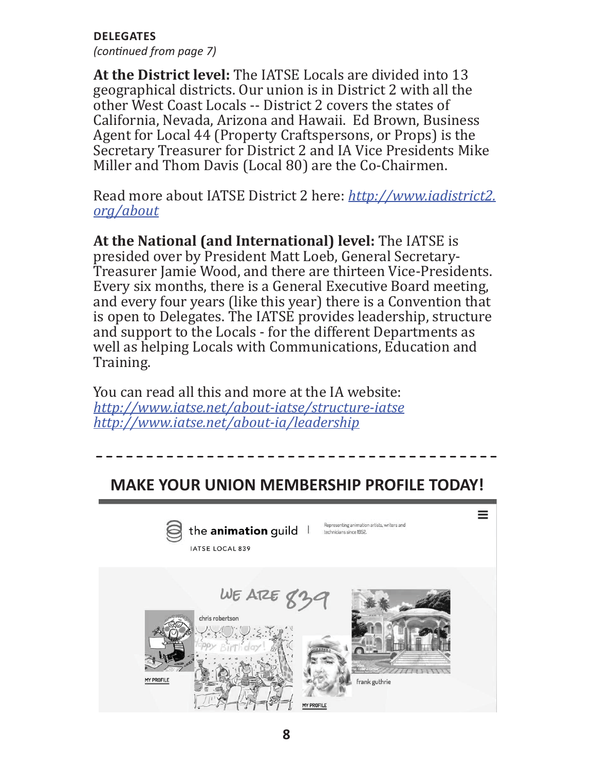**DELEGATES**
*(continued from page 7)*

**At the District level:** The IATSE Locals are divided into 13 geographical districts. Our union is in District 2 with all the other West Coast Locals -- District 2 covers the states of California, Nevada, Arizona and Hawaii. Ed Brown, Business Agent for Local 44 (Property Craftspersons, or Props) is the Secretary Treasurer for District 2 and IA Vice Presidents Mike Miller and Thom Davis (Local 80) are the Co-Chairmen.

Read more about IATSE District 2 here: *http://www.iadistrict2.org/about*

**At the National (and International) level:** The IATSE is presided over by President Matt Loeb, General Secretary-Treasurer Jamie Wood, and there are thirteen Vice-Presidents. Every six months, there is a General Executive Board meeting, and every four years (like this year) there is a Convention that is open to Delegates. The IATSE provides leadership, structure and support to the Locals - for the different Departments as well as helping Locals with Communications, Education and Training.

You can read all this and more at the IA website:
*http://www.iatse.net/about-iatse/structure-iatse*
*http://www.iatse.net/about-ia/leadership*

---

## MAKE YOUR UNION MEMBERSHIP PROFILE TODAY!

the **animation** guild | Representing animation artists, writers and technicians since 1952.

IATSE LOCAL 839

WE ARE 839

chris robertson

MY PROFILE

frank guthrie

MY PROFILE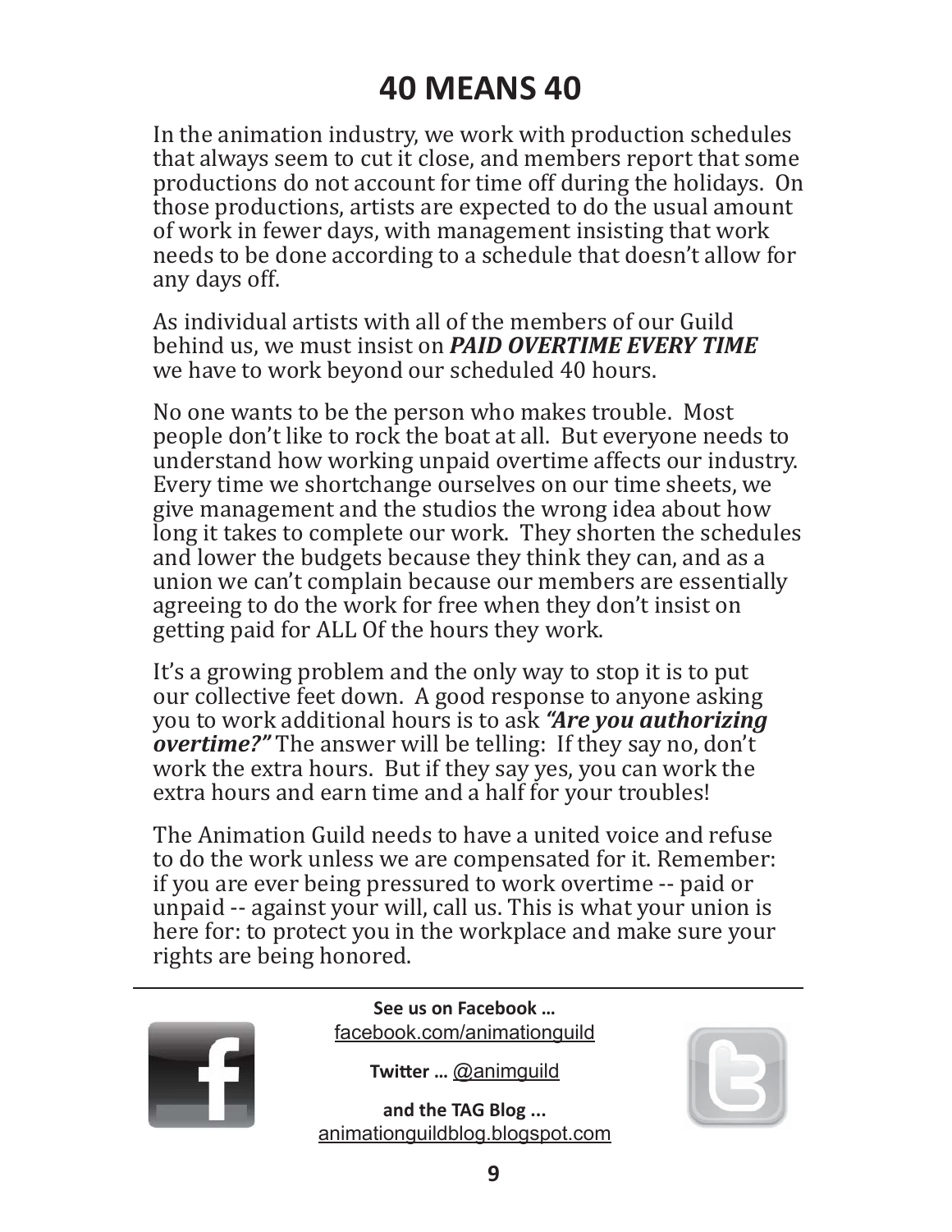# 40 MEANS 40

In the animation industry, we work with production schedules that always seem to cut it close, and members report that some productions do not account for time off during the holidays. On those productions, artists are expected to do the usual amount of work in fewer days, with management insisting that work needs to be done according to a schedule that doesn't allow for any days off.

As individual artists with all of the members of our Guild behind us, we must insist on ***PAID OVERTIME EVERY TIME*** we have to work beyond our scheduled 40 hours.

No one wants to be the person who makes trouble. Most people don't like to rock the boat at all. But everyone needs to understand how working unpaid overtime affects our industry. Every time we shortchange ourselves on our time sheets, we give management and the studios the wrong idea about how long it takes to complete our work. They shorten the schedules and lower the budgets because they think they can, and as a union we can't complain because our members are essentially agreeing to do the work for free when they don't insist on getting paid for ALL Of the hours they work.

It's a growing problem and the only way to stop it is to put our collective feet down. A good response to anyone asking you to work additional hours is to ask ***"Are you authorizing overtime?"*** The answer will be telling: If they say no, don't work the extra hours. But if they say yes, you can work the extra hours and earn time and a half for your troubles!

The Animation Guild needs to have a united voice and refuse to do the work unless we are compensated for it. Remember: if you are ever being pressured to work overtime -- paid or unpaid -- against your will, call us. This is what your union is here for: to protect you in the workplace and make sure your rights are being honored.

---

**See us on Facebook …**
facebook.com/animationguild

**Twitter …** @animguild

**and the TAG Blog ...**
animationguildblog.blogspot.com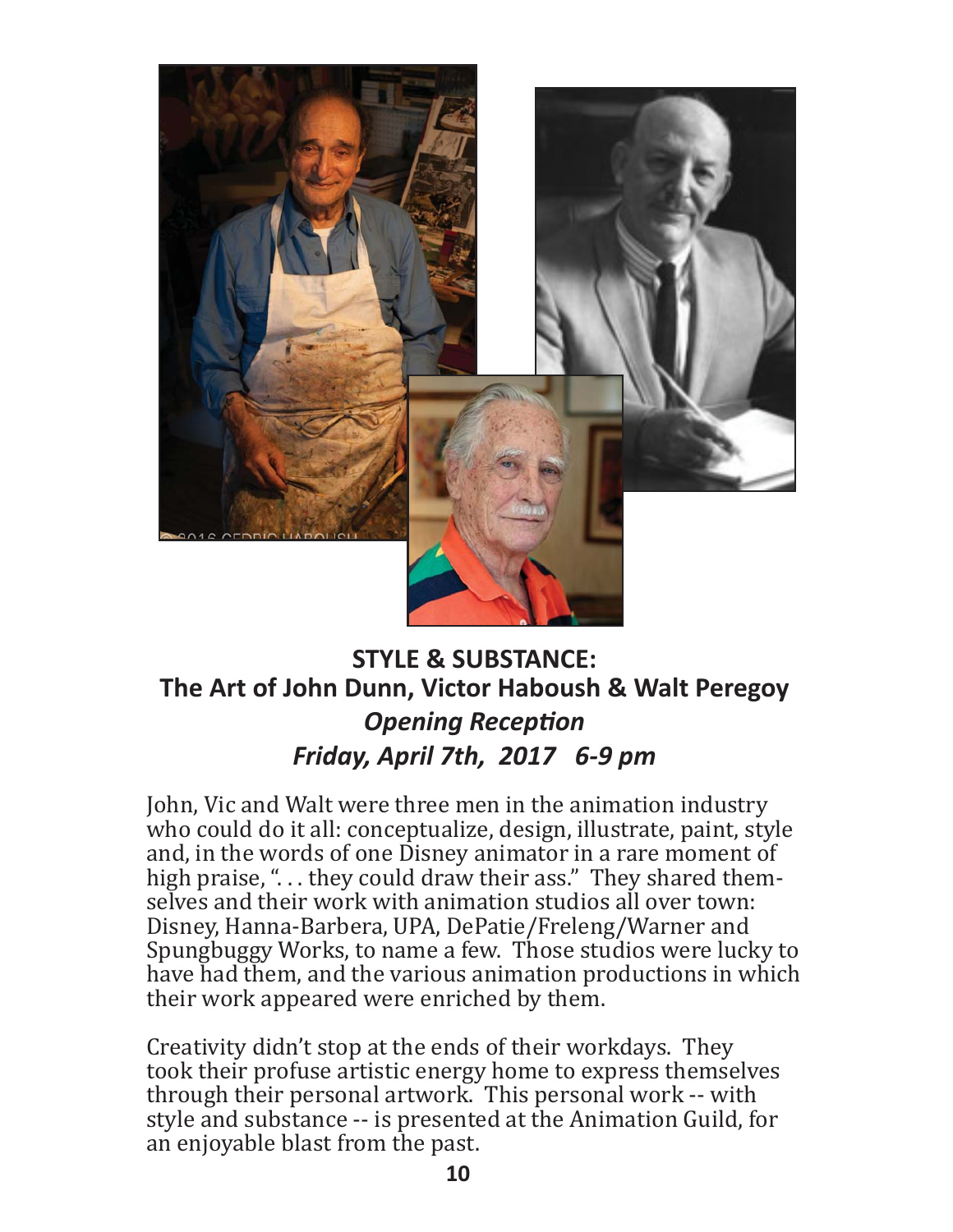## STYLE & SUBSTANCE:
## The Art of John Dunn, Victor Haboush & Walt Peregoy

### *Opening Reception*

### *Friday, April 7th, 2017 6-9 pm*

John, Vic and Walt were three men in the animation industry who could do it all: conceptualize, design, illustrate, paint, style and, in the words of one Disney animator in a rare moment of high praise, ". . . they could draw their ass." They shared themselves and their work with animation studios all over town: Disney, Hanna-Barbera, UPA, DePatie/Freleng/Warner and Spungbuggy Works, to name a few. Those studios were lucky to have had them, and the various animation productions in which their work appeared were enriched by them.

Creativity didn't stop at the ends of their workdays. They took their profuse artistic energy home to express themselves through their personal artwork. This personal work -- with style and substance -- is presented at the Animation Guild, for an enjoyable blast from the past.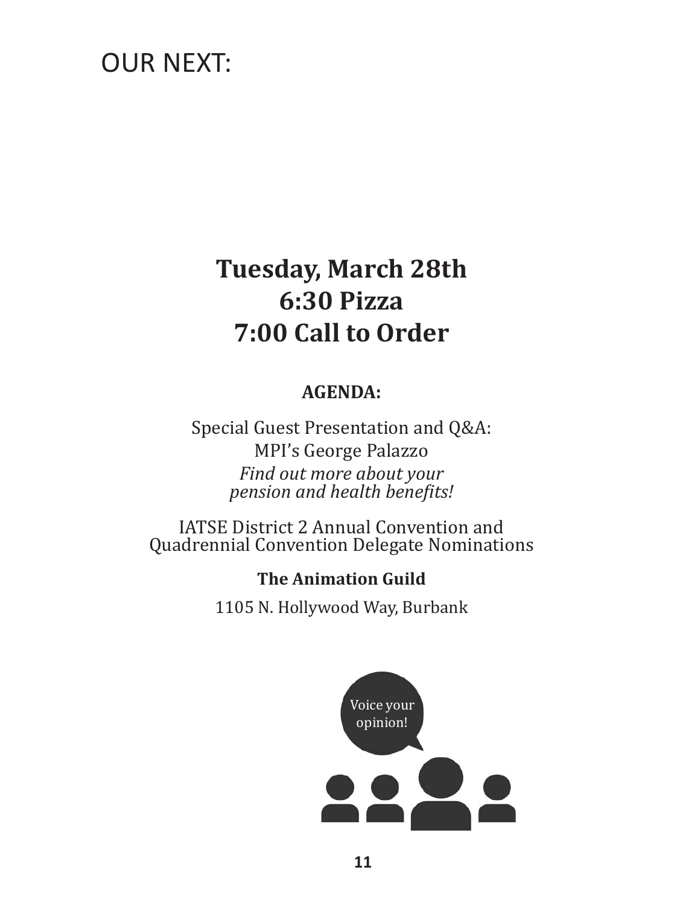# OUR NEXT:

## Tuesday, March 28th
## 6:30 Pizza
## 7:00 Call to Order

**AGENDA:**

Special Guest Presentation and Q&A:
MPI's George Palazzo
*Find out more about your pension and health benefits!*

IATSE District 2 Annual Convention and Quadrennial Convention Delegate Nominations

**The Animation Guild**

1105 N. Hollywood Way, Burbank

Voice your opinion!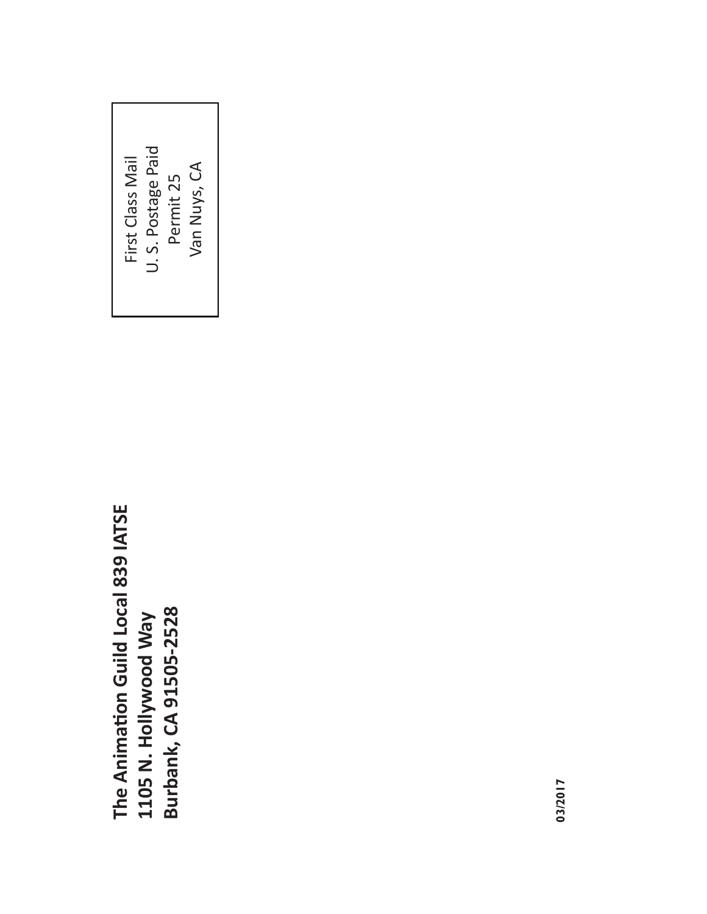**The Animation Guild Local 839 IATSE**
**1105 N. Hollywood Way**
**Burbank, CA 91505-2528**

First Class Mail
U. S. Postage Paid
Permit 25
Van Nuys, CA

**03/2017**